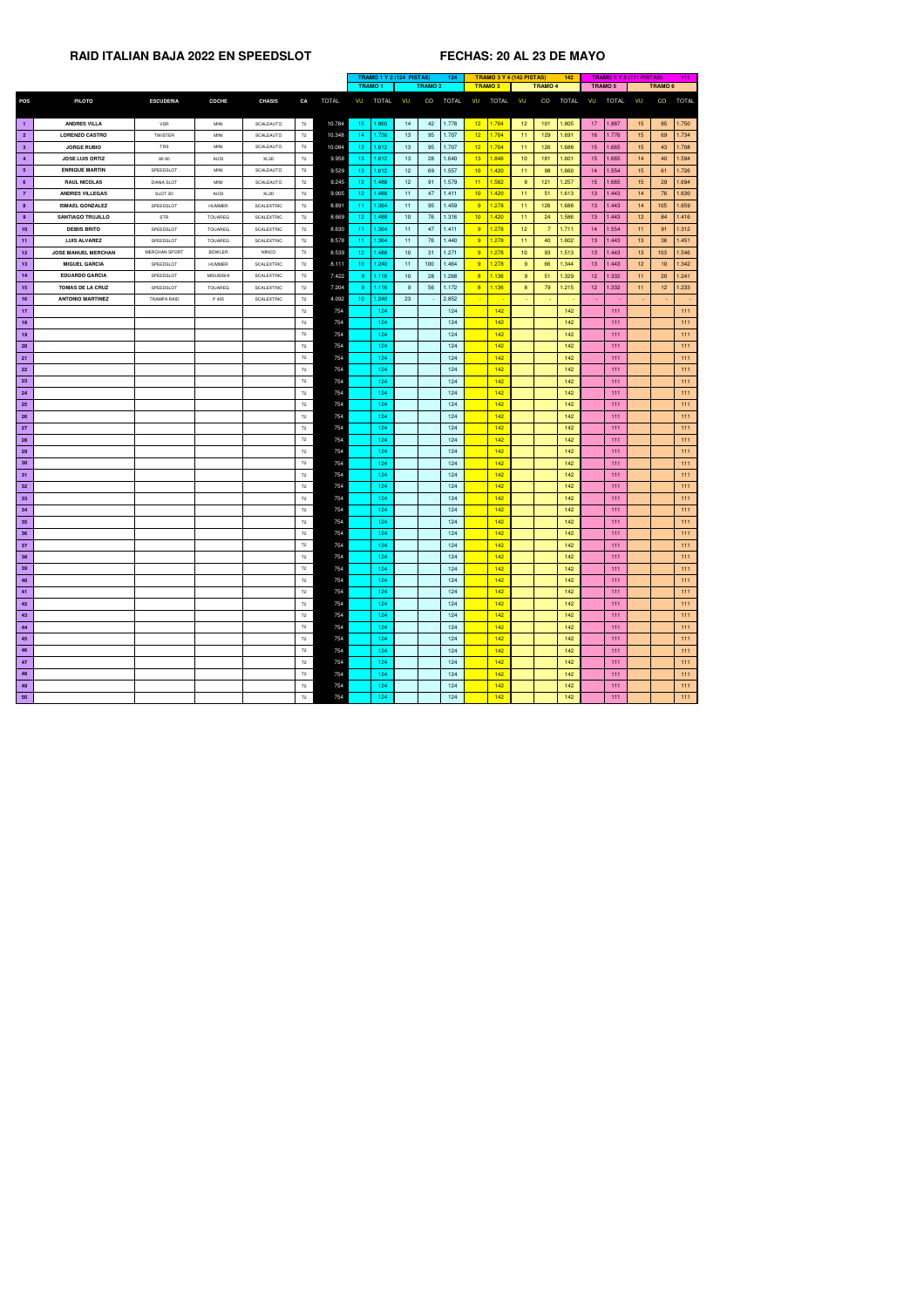**RAID ITALIAN BAJA 2022 EN SPEEDSLOT**

**FECHAS: 20 AL 23 DE MAYO**

| | | | | | | | TRAMO 1 Y 2 (124 PISTAS) | | | | | 124 | TRAMO 3 Y 4 (142 PISTAS) | | | | | 142 | TRAMO 5 Y 6 (111 PISTAS) | | | | | 111 |
|---|---|---|---|---|---|---|---|---|---|---|---|---|---|---|---|---|---|---|---|---|---|---|---|---|
| | | | | | | | TRAMO 1 | | TRAMO 2 | | | | TRAMO 3 | | TRAMO 4 | | | | TRAMO 5 | | TRAMO 6 | | | |
| POS | PILOTO | ESCUDERIA | COCHE | CHASIS | CA | TOTAL | VU | TOTAL | VU | CO | TOTAL | | VU | TOTAL | VU | CO | TOTAL | | VU | TOTAL | VU | CO | TOTAL | |
| 1 | ANDRES VILLA | VSR | MINI | SCALEAUTO | T2 | 10.784 | 15 | 1.860 | 14 | 42 | 1.778 | | 12 | 1.704 | 12 | 101 | 1.805 | | 17 | 1.887 | 15 | 85 | 1.750 | |
| 2 | LORENZO CASTRO | TWISTER | MINI | SCALEAUTO | T2 | 10.348 | 14 | 1.736 | 13 | 95 | 1.707 | | 12 | 1.704 | 11 | 129 | 1.691 | | 16 | 1.776 | 15 | 69 | 1.734 | |
| 3 | JORGE RUBIO | TRS | MINI | SCALEAUTO | T2 | 10.084 | 13 | 1.612 | 13 | 95 | 1.707 | | 12 | 1.704 | 11 | 126 | 1.688 | | 15 | 1.665 | 15 | 43 | 1.708 | |
| 4 | JOSE LUIS ORTIZ | 88-90 | AUDI | XL3D | T2 | 9.958 | 13 | 1.612 | 13 | 28 | 1.640 | | 13 | 1.846 | 10 | 181 | 1.601 | | 15 | 1.665 | 14 | 40 | 1.594 | |
| 5 | ENRIQUE MARTIN | SPEEDSLOT | MINI | SCALEAUTO | T2 | 9.529 | 13 | 1.612 | 12 | 69 | 1.557 | | 10 | 1.420 | 11 | 98 | 1.660 | | 14 | 1.554 | 15 | 61 | 1.726 | |
| 6 | RAUL NICOLAS | DIANA SLOT | MINI | SCALEAUTO | T2 | 9.245 | 12 | 1.488 | 12 | 91 | 1.579 | | 11 | 1.562 | 8 | 121 | 1.257 | | 15 | 1.665 | 15 | 29 | 1.694 | |
| 7 | ANDRES VILLEGAS | SLOT 3D | AUDI | XL3D | T2 | 9.005 | 12 | 1.488 | 11 | 47 | 1.411 | | 10 | 1.420 | 11 | 51 | 1.613 | | 13 | 1.443 | 14 | 76 | 1.630 | |
| 8 | ISMAEL GONZALEZ | SPEEDSLOT | HUMMER | SCALEXTRIC | T2 | 8.891 | 11 | 1.364 | 11 | 95 | 1.459 | | 9 | 1.278 | 11 | 126 | 1.688 | | 13 | 1.443 | 14 | 105 | 1.659 | |
| 9 | SANTIAGO TRUJILLO | STR | TOUAREG | SCALEXTRIC | T2 | 8.669 | 12 | 1.488 | 10 | 76 | 1.316 | | 10 | 1.420 | 11 | 24 | 1.586 | | 13 | 1.443 | 12 | 84 | 1.416 | |
| 10 | DEIBIS BRITO | SPEEDSLOT | TOUAREG | SCALEXTRIC | T2 | 8.630 | 11 | 1.364 | 11 | 47 | 1.411 | | 9 | 1.278 | 12 | 7 | 1.711 | | 14 | 1.554 | 11 | 91 | 1.312 | |
| 11 | LUIS ALVAREZ | SPEEDSLOT | TOUAREG | SCALEXTRIC | T2 | 8.578 | 11 | 1.364 | 11 | 76 | 1.440 | | 9 | 1.278 | 11 | 40 | 1.602 | | 13 | 1.443 | 13 | 36 | 1.451 | |
| 12 | JOSE MANUEL MERCHAN | MERCHAN SPORT | BOWLER | NINCO | T2 | 8.539 | 12 | 1.488 | 10 | 31 | 1.271 | | 9 | 1.278 | 10 | 93 | 1.513 | | 13 | 1.443 | 13 | 103 | 1.546 | |
| 13 | MIGUEL GARCIA | SPEEDSLOT | HUMMER | SCALEXTRIC | T2 | 8.111 | 10 | 1.240 | 11 | 100 | 1.464 | | 9 | 1.278 | 9 | 66 | 1.344 | | 13 | 1.443 | 12 | 10 | 1.342 | |
| 14 | EDUARDO GARCIA | SPEEDSLOT | MISUBISHI | SCALEXTRIC | T2 | 7.422 | 9 | 1.116 | 10 | 28 | 1.268 | | 8 | 1.136 | 9 | 51 | 1.329 | | 12 | 1.332 | 11 | 20 | 1.241 | |
| 15 | TOMAS DE LA CRUZ | SPEEDSLOT | TOUAREG | SCALEXTRIC | T2 | 7.204 | 9 | 1.116 | 9 | 56 | 1.172 | | 8 | 1.136 | 8 | 79 | 1.215 | | 12 | 1.332 | 11 | 12 | 1.233 | |
| 16 | ANTONIO MARTINEZ | TRAMPA RAID | P 405 | SCALEXTRIC | T2 | 4.092 | 10 | 1.240 | 23 | - | 2.852 | | - | - | - | - | - | | - | - | - | - | - | |
| 17 | | | | | T2 | 754 | | 124 | | | 124 | | | 142 | | | 142 | | | 111 | | | 111 | |
| 18 | | | | | T2 | 754 | | 124 | | | 124 | | | 142 | | | 142 | | | 111 | | | 111 | |
| 19 | | | | | T2 | 754 | | 124 | | | 124 | | | 142 | | | 142 | | | 111 | | | 111 | |
| 20 | | | | | T2 | 754 | | 124 | | | 124 | | | 142 | | | 142 | | | 111 | | | 111 | |
| 21 | | | | | T2 | 754 | | 124 | | | 124 | | | 142 | | | 142 | | | 111 | | | 111 | |
| 22 | | | | | T2 | 754 | | 124 | | | 124 | | | 142 | | | 142 | | | 111 | | | 111 | |
| 23 | | | | | T2 | 754 | | 124 | | | 124 | | | 142 | | | 142 | | | 111 | | | 111 | |
| 24 | | | | | T2 | 754 | | 124 | | | 124 | | | 142 | | | 142 | | | 111 | | | 111 | |
| 25 | | | | | T2 | 754 | | 124 | | | 124 | | | 142 | | | 142 | | | 111 | | | 111 | |
| 26 | | | | | T2 | 754 | | 124 | | | 124 | | | 142 | | | 142 | | | 111 | | | 111 | |
| 27 | | | | | T2 | 754 | | 124 | | | 124 | | | 142 | | | 142 | | | 111 | | | 111 | |
| 28 | | | | | T2 | 754 | | 124 | | | 124 | | | 142 | | | 142 | | | 111 | | | 111 | |
| 29 | | | | | T2 | 754 | | 124 | | | 124 | | | 142 | | | 142 | | | 111 | | | 111 | |
| 30 | | | | | T2 | 754 | | 124 | | | 124 | | | 142 | | | 142 | | | 111 | | | 111 | |
| 31 | | | | | T2 | 754 | | 124 | | | 124 | | | 142 | | | 142 | | | 111 | | | 111 | |
| 32 | | | | | T2 | 754 | | 124 | | | 124 | | | 142 | | | 142 | | | 111 | | | 111 | |
| 33 | | | | | T2 | 754 | | 124 | | | 124 | | | 142 | | | 142 | | | 111 | | | 111 | |
| 34 | | | | | T2 | 754 | | 124 | | | 124 | | | 142 | | | 142 | | | 111 | | | 111 | |
| 35 | | | | | T2 | 754 | | 124 | | | 124 | | | 142 | | | 142 | | | 111 | | | 111 | |
| 36 | | | | | T2 | 754 | | 124 | | | 124 | | | 142 | | | 142 | | | 111 | | | 111 | |
| 37 | | | | | T2 | 754 | | 124 | | | 124 | | | 142 | | | 142 | | | 111 | | | 111 | |
| 38 | | | | | T2 | 754 | | 124 | | | 124 | | | 142 | | | 142 | | | 111 | | | 111 | |
| 39 | | | | | T2 | 754 | | 124 | | | 124 | | | 142 | | | 142 | | | 111 | | | 111 | |
| 40 | | | | | T2 | 754 | | 124 | | | 124 | | | 142 | | | 142 | | | 111 | | | 111 | |
| 41 | | | | | T2 | 754 | | 124 | | | 124 | | | 142 | | | 142 | | | 111 | | | 111 | |
| 42 | | | | | T2 | 754 | | 124 | | | 124 | | | 142 | | | 142 | | | 111 | | | 111 | |
| 43 | | | | | T2 | 754 | | 124 | | | 124 | | | 142 | | | 142 | | | 111 | | | 111 | |
| 44 | | | | | T2 | 754 | | 124 | | | 124 | | | 142 | | | 142 | | | 111 | | | 111 | |
| 45 | | | | | T2 | 754 | | 124 | | | 124 | | | 142 | | | 142 | | | 111 | | | 111 | |
| 46 | | | | | T2 | 754 | | 124 | | | 124 | | | 142 | | | 142 | | | 111 | | | 111 | |
| 47 | | | | | T2 | 754 | | 124 | | | 124 | | | 142 | | | 142 | | | 111 | | | 111 | |
| 48 | | | | | T2 | 754 | | 124 | | | 124 | | | 142 | | | 142 | | | 111 | | | 111 | |
| 49 | | | | | T2 | 754 | | 124 | | | 124 | | | 142 | | | 142 | | | 111 | | | 111 | |
| 50 | | | | | T2 | 754 | | 124 | | | 124 | | | 142 | | | 142 | | | 111 | | | 111 | |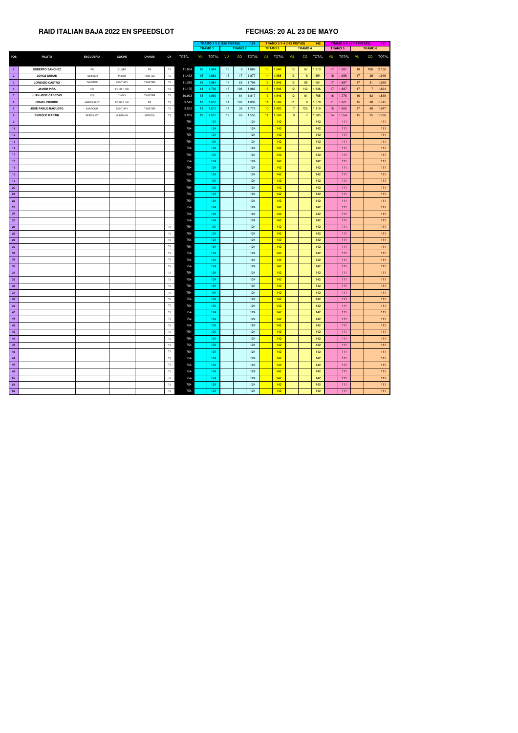## RAID ITALIAN BAJA 2022 EN SPEEDSLOT

## FECHAS: 20 AL 23 DE MAYO

| | | | | | | | TRAMO 1 Y 2 (124 PISTAS) | | | | 124 | TRAMO 3 Y 4 (142 PISTAS) | | | | 142 | TRAMO 5 Y 6 (111 PISTAS) | | | | 111 |
|---|---|---|---|---|---|---|---|---|---|---|---|---|---|---|---|---|---|---|---|---|---|
| | | | | | | | TRAMO 1 | | TRAMO 2 | | | TRAMO 3 | | TRAMO 4 | | | TRAMO 5 | | TRAMO 6 | | |
| POS | PILOTO | ESCUDERIA | COCHE | CHASIS | CA | TOTAL | VU | TOTAL | VU | CO | TOTAL | VU | TOTAL | VU | CO | TOTAL | VU | TOTAL | VU | CO | TOTAL |
| 1 | ROBERTO SANCHEZ | FR | GUSER | FR | T3 | 11.804 | 16 | 1.984 | 15 | 8 | 1.868 | 13 | 1.846 | 13 | 67 | 1.913 | 17 | 1.887 | 18 | 108 | 2.106 |
| 2 | JORGE DURAN | TWISTER | P 3008 | TWISTER | T3 | 11.493 | 15 | 1.860 | 15 | 17 | 1.877 | 14 | 1.988 | 13 | 8 | 1.854 | 18 | 1.998 | 17 | 29 | 1.916 |
| 3 | LORENZO CASTRO | TWISTER | CENTURY | TWISTER | T3 | 11.355 | 16 | 1.984 | 14 | 63 | 1.799 | 13 | 1.846 | 13 | 55 | 1.901 | 17 | 1.887 | 17 | 51 | 1.938 |
| 4 | JAVIER PIÑA | FR | FORD F 100 | FR | T3 | 11.175 | 14 | 1.736 | 15 | 106 | 1.966 | 13 | 1.846 | 12 | 142 | 1.846 | 17 | 1.887 | 17 | 7 | 1.894 |
| 5 | JUAN JOSE CABEZAS | JCS | CHEVY | TWISTER | T3 | 10.903 | 15 | 1.860 | 14 | 81 | 1.817 | 13 | 1.846 | 12 | 61 | 1.765 | 16 | 1.776 | 16 | 63 | 1.839 |
| 6 | ISRAEL ISIDORO | JAMON SLOT | FORD F 100 | FR | T3 | 9.548 | 13 | 1.612 | 14 | 102 | 1.838 | 11 | 1.562 | 11 | 8 | 1.570 | 11 | 1.221 | 15 | 80 | 1.745 |
| 7 | JOSE PABLO BAQUERO | AXARQUIA | CENTURY | TWISTER | T3 | 9.535 | 13 | 1.612 | 14 | 36 | 1.772 | 10 | 1.420 | 7 | 125 | 1.119 | 15 | 1.665 | 17 | 60 | 1.947 |
| 8 | ENRIQUE MARTIN | SPEEDSLOT | MISUBHISI | MITOOS | T3 | 9.269 | 13 | 1.612 | 12 | 68 | 1.556 | 11 | 1.562 | 9 | 7 | 1.285 | 14 | 1.554 | 15 | 35 | 1.700 |
| 9 | | | | | | 754 | | 124 | | | 124 | | 142 | | | 142 | | 111 | | | 111 |
| 11 | | | | | | 754 | | 124 | | | 124 | | 142 | | | 142 | | 111 | | | 111 |
| 12 | | | | | | 754 | | 124 | | | 124 | | 142 | | | 142 | | 111 | | | 111 |
| 13 | | | | | | 754 | | 124 | | | 124 | | 142 | | | 142 | | 111 | | | 111 |
| 14 | | | | | | 754 | | 124 | | | 124 | | 142 | | | 142 | | 111 | | | 111 |
| 15 | | | | | | 754 | | 124 | | | 124 | | 142 | | | 142 | | 111 | | | 111 |
| 16 | | | | | | 754 | | 124 | | | 124 | | 142 | | | 142 | | 111 | | | 111 |
| 17 | | | | | | 754 | | 124 | | | 124 | | 142 | | | 142 | | 111 | | | 111 |
| 18 | | | | | | 754 | | 124 | | | 124 | | 142 | | | 142 | | 111 | | | 111 |
| 19 | | | | | | 754 | | 124 | | | 124 | | 142 | | | 142 | | 111 | | | 111 |
| 20 | | | | | | 754 | | 124 | | | 124 | | 142 | | | 142 | | 111 | | | 111 |
| 21 | | | | | | 754 | | 124 | | | 124 | | 142 | | | 142 | | 111 | | | 111 |
| 22 | | | | | | 754 | | 124 | | | 124 | | 142 | | | 142 | | 111 | | | 111 |
| 23 | | | | | | 754 | | 124 | | | 124 | | 142 | | | 142 | | 111 | | | 111 |
| 24 | | | | | | 754 | | 124 | | | 124 | | 142 | | | 142 | | 111 | | | 111 |
| 25 | | | | | | 754 | | 124 | | | 124 | | 142 | | | 142 | | 111 | | | 111 |
| 26 | | | | | T3 | 754 | | 124 | | | 124 | | 142 | | | 142 | | 111 | | | 111 |
| 28 | | | | | T3 | 754 | | 124 | | | 124 | | 142 | | | 142 | | 111 | | | 111 |
| 29 | | | | | T3 | 754 | | 124 | | | 124 | | 142 | | | 142 | | 111 | | | 111 |
| 30 | | | | | T3 | 754 | | 124 | | | 124 | | 142 | | | 142 | | 111 | | | 111 |
| 31 | | | | | T3 | 754 | | 124 | | | 124 | | 142 | | | 142 | | 111 | | | 111 |
| 32 | | | | | T3 | 754 | | 124 | | | 124 | | 142 | | | 142 | | 111 | | | 111 |
| 33 | | | | | T3 | 754 | | 124 | | | 124 | | 142 | | | 142 | | 111 | | | 111 |
| 34 | | | | | T3 | 754 | | 124 | | | 124 | | 142 | | | 142 | | 111 | | | 111 |
| 35 | | | | | T3 | 754 | | 124 | | | 124 | | 142 | | | 142 | | 111 | | | 111 |
| 36 | | | | | T3 | 754 | | 124 | | | 124 | | 142 | | | 142 | | 111 | | | 111 |
| 37 | | | | | T3 | 754 | | 124 | | | 124 | | 142 | | | 142 | | 111 | | | 111 |
| 38 | | | | | T3 | 754 | | 124 | | | 124 | | 142 | | | 142 | | 111 | | | 111 |
| 39 | | | | | T3 | 754 | | 124 | | | 124 | | 142 | | | 142 | | 111 | | | 111 |
| 40 | | | | | T3 | 754 | | 124 | | | 124 | | 142 | | | 142 | | 111 | | | 111 |
| 41 | | | | | T3 | 754 | | 124 | | | 124 | | 142 | | | 142 | | 111 | | | 111 |
| 42 | | | | | T3 | 754 | | 124 | | | 124 | | 142 | | | 142 | | 111 | | | 111 |
| 43 | | | | | T3 | 754 | | 124 | | | 124 | | 142 | | | 142 | | 111 | | | 111 |
| 44 | | | | | T3 | 754 | | 124 | | | 124 | | 142 | | | 142 | | 111 | | | 111 |
| 45 | | | | | T3 | 754 | | 124 | | | 124 | | 142 | | | 142 | | 111 | | | 111 |
| 46 | | | | | T3 | 754 | | 124 | | | 124 | | 142 | | | 142 | | 111 | | | 111 |
| 47 | | | | | T3 | 754 | | 124 | | | 124 | | 142 | | | 142 | | 111 | | | 111 |
| 48 | | | | | T3 | 754 | | 124 | | | 124 | | 142 | | | 142 | | 111 | | | 111 |
| 49 | | | | | T3 | 754 | | 124 | | | 124 | | 142 | | | 142 | | 111 | | | 111 |
| 50 | | | | | T3 | 754 | | 124 | | | 124 | | 142 | | | 142 | | 111 | | | 111 |
| 51 | | | | | T3 | 754 | | 124 | | | 124 | | 142 | | | 142 | | 111 | | | 111 |
| 52 | | | | | T3 | 754 | | 124 | | | 124 | | 142 | | | 142 | | 111 | | | 111 |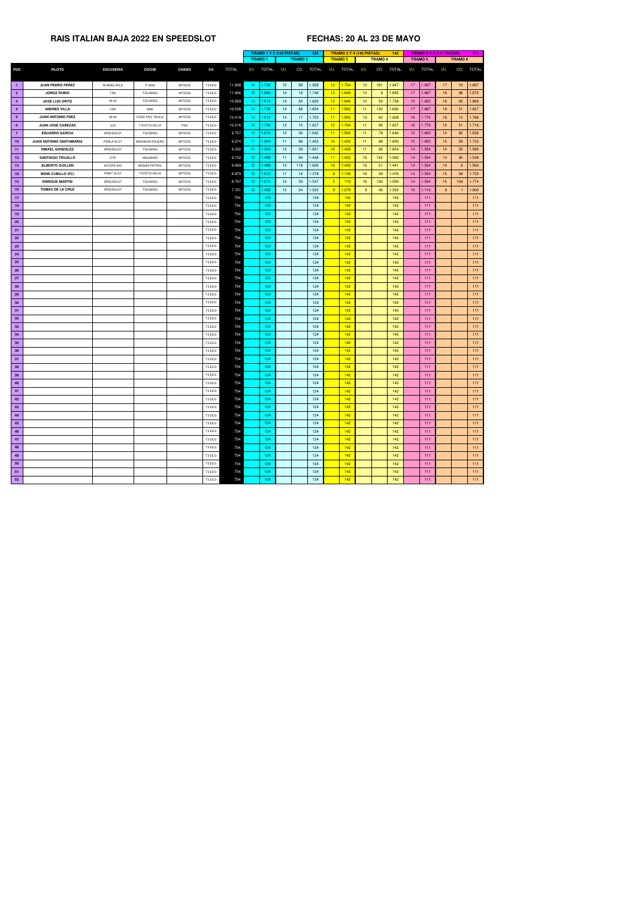**RAIS ITALIAN BAJA 2022 EN SPEEDSLOT**

**FECHAS: 20 AL 23 DE MAYO**

| POS | PILOTO | ESCUDERIA | COCHE | CHASIS | CA | TOTAL | TRAMO 1 Y 2 (124 PISTAS) TRAMO 1 | | TRAMO 2 | | 124 | TRAMO 3 Y 4 (142 PISTAS) TRAMO 3 | | TRAMO 4 | | 142 | TRAMO 5 Y 6 (111 PISTAS) TRAMO 5 | | TRAMO 6 | | 111 |
|---|---|---|---|---|---|---|---|---|---|---|---|---|---|---|---|---|---|---|---|---|---|
| | | | | | | | VU | TOTAL | VU | CO | TOTAL | VU | TOTAL | VU | CO | TOTAL | VU | TOTAL | VU | CO | TOTAL |
| 1 | JUAN PEDRO PEREZ | RUNING WILD | P 3008 | MITOOS | T3 ECO | 11.099 | 14 | 1.736 | 15 | 68 | 1.928 | 12 | 1.704 | 13 | 101 | 1.947 | 17 | 1.887 | 17 | 10 | 1.897 |
| 2 | JORGE RUBIO | TRS | TOUAREG | MITOOS | T3 ECO | 11.066 | 15 | 1.860 | 14 | 10 | 1.746 | 13 | 1.846 | 13 | 9 | 1.855 | 17 | 1.887 | 16 | 96 | 1.872 |
| 3 | JOSE LUIS ORTIZ | 88-90 | TOUAREG | MITOOS | T3 ECO | 10.569 | 13 | 1.612 | 14 | 84 | 1.820 | 13 | 1.846 | 12 | 54 | 1.758 | 15 | 1.665 | 16 | 92 | 1.868 |
| 4 | ANDRES VILLA | VSR | MINI | MITOOS | T3 ECO | 10.528 | 14 | 1.736 | 14 | 88 | 1.824 | 11 | 1.562 | 11 | 130 | 1.692 | 17 | 1.887 | 16 | 51 | 1.827 |
| 5 | JUAN ANTONIO FDEZ | 88-90 | FORD PRO TRUCK | MITOOS | T3 ECO | 10.419 | 13 | 1.612 | 14 | 17 | 1.753 | 11 | 1.562 | 13 | 82 | 1.928 | 16 | 1.776 | 16 | 12 | 1.788 |
| 6 | JUAN JOSE CABEZAS | JCS | TOYOTA HILUX | PKS | T3 ECO | 10.216 | 14 | 1.736 | 13 | 15 | 1.627 | 12 | 1.704 | 11 | 95 | 1.657 | 16 | 1.776 | 15 | 51 | 1.716 |
| 7 | EDUARDO GARCIA | SPEEDSLOT | TOUAREG | MITOOS | T3 ECO | 9.757 | 13 | 1.612 | 13 | 30 | 1.642 | 11 | 1.562 | 11 | 78 | 1.640 | 15 | 1.665 | 14 | 82 | 1.636 |
| 10 | JUAN ANTONIO SANTAMARIA | PARLA SLOT | MISUBHISI PAJERO | MITOOS | T3 ECO | 9.274 | 11 | 1.364 | 11 | 88 | 1.452 | 10 | 1.420 | 11 | 88 | 1.650 | 15 | 1.665 | 15 | 58 | 1.723 |
| 11 | ISMAEL GONZALEZ | SPEEDSLOT | TOUAREG | MITOOS | T3 ECO | 9.232 | 11 | 1.364 | 13 | 39 | 1.651 | 10 | 1.420 | 11 | 92 | 1.654 | 14 | 1.554 | 14 | 35 | 1.589 |
| 12 | SANTIAGO TRUJILLO | STR | MISUBHISI | MITOOS | T3 ECO | 9.152 | 12 | 1.488 | 11 | 84 | 1.448 | 11 | 1.562 | 10 | 142 | 1.562 | 14 | 1.554 | 13 | 95 | 1.538 |
| 13 | ALBERTO GUILLEN | ACCIÓN 4X4 | NISSAN PATROL | MITOOS | T3 ECO | 9.069 | 12 | 1.488 | 12 | 118 | 1.606 | 10 | 1.420 | 10 | 21 | 1.441 | 14 | 1.554 | 14 | 6 | 1.560 |
| 10 | BENE CUBILLO (FC) | PIRET SLOT | TOYOTA HILUX | MITOOS | T3 ECO | 8.879 | 13 | 1.612 | 11 | 14 | 1.378 | 8 | 1.136 | 10 | 56 | 1.476 | 14 | 1.554 | 15 | 58 | 1.723 |
| 15 | ENRIQUE MARTIN | SPEEDSLOT | TOUAREG | MITOOS | T3 ECO | 8.747 | 13 | 1.612 | 12 | 59 | 1.547 | 5 | 710 | 10 | 130 | 1.550 | 14 | 1.554 | 15 | 109 | 1.774 |
| 16 | TOMAS DE LA CRUZ | SPEEDSLOT | TOUAREG | MITOOS | T3 ECO | 7.721 | 12 | 1.488 | 12 | 34 | 1.522 | 9 | 1.278 | 9 | 45 | 1.323 | 10 | 1.110 | 9 | 1 | 1.000 |
| 17 | | | | | T3 ECO | 754 | | 124 | | | 124 | | 142 | | | 142 | | 111 | | | 111 |
| 18 | | | | | T3 ECO | 754 | | 124 | | | 124 | | 142 | | | 142 | | 111 | | | 111 |
| 19 | | | | | T3 ECO | 754 | | 124 | | | 124 | | 142 | | | 142 | | 111 | | | 111 |
| 20 | | | | | T3 ECO | 754 | | 124 | | | 124 | | 142 | | | 142 | | 111 | | | 111 |
| 21 | | | | | T3 ECO | 754 | | 124 | | | 124 | | 142 | | | 142 | | 111 | | | 111 |
| 22 | | | | | T3 ECO | 754 | | 124 | | | 124 | | 142 | | | 142 | | 111 | | | 111 |
| 23 | | | | | T3 ECO | 754 | | 124 | | | 124 | | 142 | | | 142 | | 111 | | | 111 |
| 24 | | | | | T3 ECO | 754 | | 124 | | | 124 | | 142 | | | 142 | | 111 | | | 111 |
| 25 | | | | | T3 ECO | 754 | | 124 | | | 124 | | 142 | | | 142 | | 111 | | | 111 |
| 26 | | | | | T3 ECO | 754 | | 124 | | | 124 | | 142 | | | 142 | | 111 | | | 111 |
| 27 | | | | | T3 ECO | 754 | | 124 | | | 124 | | 142 | | | 142 | | 111 | | | 111 |
| 28 | | | | | T3 ECO | 754 | | 124 | | | 124 | | 142 | | | 142 | | 111 | | | 111 |
| 29 | | | | | T3 ECO | 754 | | 124 | | | 124 | | 142 | | | 142 | | 111 | | | 111 |
| 30 | | | | | T3 ECO | 754 | | 124 | | | 124 | | 142 | | | 142 | | 111 | | | 111 |
| 31 | | | | | T3 ECO | 754 | | 124 | | | 124 | | 142 | | | 142 | | 111 | | | 111 |
| 32 | | | | | T3 ECO | 754 | | 124 | | | 124 | | 142 | | | 142 | | 111 | | | 111 |
| 33 | | | | | T3 ECO | 754 | | 124 | | | 124 | | 142 | | | 142 | | 111 | | | 111 |
| 34 | | | | | T3 ECO | 754 | | 124 | | | 124 | | 142 | | | 142 | | 111 | | | 111 |
| 35 | | | | | T3 ECO | 754 | | 124 | | | 124 | | 142 | | | 142 | | 111 | | | 111 |
| 36 | | | | | T3 ECO | 754 | | 124 | | | 124 | | 142 | | | 142 | | 111 | | | 111 |
| 37 | | | | | T3 ECO | 754 | | 124 | | | 124 | | 142 | | | 142 | | 111 | | | 111 |
| 38 | | | | | T3 ECO | 754 | | 124 | | | 124 | | 142 | | | 142 | | 111 | | | 111 |
| 39 | | | | | T3 ECO | 754 | | 124 | | | 124 | | 142 | | | 142 | | 111 | | | 111 |
| 40 | | | | | T3 ECO | 754 | | 124 | | | 124 | | 142 | | | 142 | | 111 | | | 111 |
| 41 | | | | | T3 ECO | 754 | | 124 | | | 124 | | 142 | | | 142 | | 111 | | | 111 |
| 42 | | | | | T3 ECO | 754 | | 124 | | | 124 | | 142 | | | 142 | | 111 | | | 111 |
| 43 | | | | | T3 ECO | 754 | | 124 | | | 124 | | 142 | | | 142 | | 111 | | | 111 |
| 44 | | | | | T3 ECO | 754 | | 124 | | | 124 | | 142 | | | 142 | | 111 | | | 111 |
| 45 | | | | | T3 ECO | 754 | | 124 | | | 124 | | 142 | | | 142 | | 111 | | | 111 |
| 46 | | | | | T3 ECO | 754 | | 124 | | | 124 | | 142 | | | 142 | | 111 | | | 111 |
| 47 | | | | | T3 ECO | 754 | | 124 | | | 124 | | 142 | | | 142 | | 111 | | | 111 |
| 48 | | | | | T3 ECO | 754 | | 124 | | | 124 | | 142 | | | 142 | | 111 | | | 111 |
| 49 | | | | | T3 ECO | 754 | | 124 | | | 124 | | 142 | | | 142 | | 111 | | | 111 |
| 50 | | | | | T3 ECO | 754 | | 124 | | | 124 | | 142 | | | 142 | | 111 | | | 111 |
| 51 | | | | | T3 ECO | 754 | | 124 | | | 124 | | 142 | | | 142 | | 111 | | | 111 |
| 52 | | | | | T3 ECO | 754 | | 124 | | | 124 | | 142 | | | 142 | | 111 | | | 111 |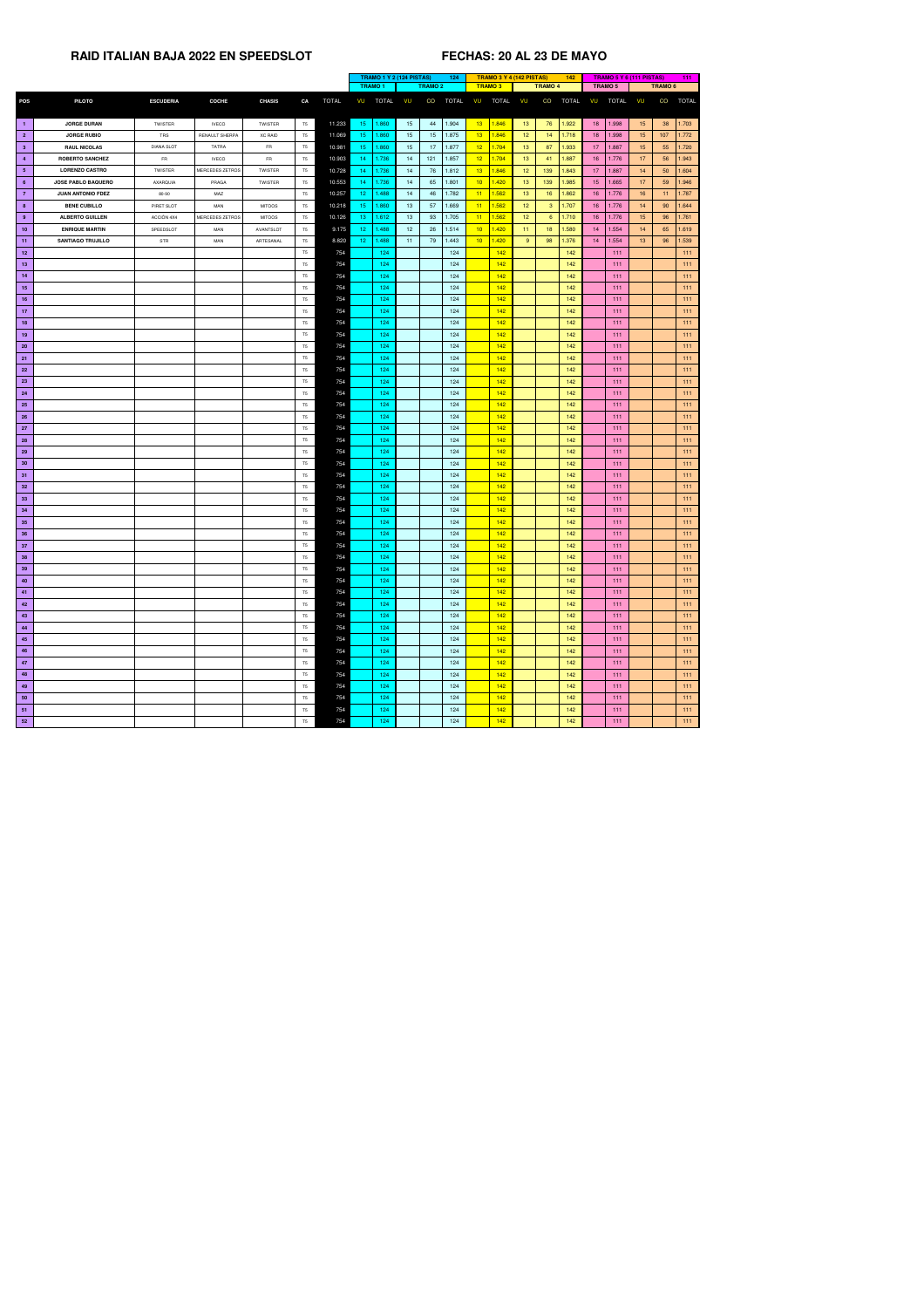**RAID ITALIAN BAJA 2022 EN SPEEDSLOT**

**FECHAS: 20 AL 23 DE MAYO**

| | | | | | | | TRAMO 1 Y 2 (124 PISTAS) | | | | | 124 | TRAMO 3 Y 4 (142 PISTAS) | | | | | 142 | TRAMO 5 Y 6 (111 PISTAS) | | | | | 111 |
|---|---|---|---|---|---|---|---|---|---|---|---|---|---|---|---|---|---|---|---|---|---|---|---|---|
| | | | | | | | TRAMO 1 | | TRAMO 2 | | | | TRAMO 3 | | TRAMO 4 | | | | TRAMO 5 | | TRAMO 6 | | | |
| POS | PILOTO | ESCUDERIA | COCHE | CHASIS | CA | TOTAL | VU | TOTAL | VU | CO | TOTAL | | VU | TOTAL | VU | CO | TOTAL | | VU | TOTAL | VU | CO | TOTAL | |
| 1 | JORGE DURAN | TWISTER | IVECO | TWISTER | TS | 11.233 | 15 | 1.860 | 15 | 44 | 1.904 | | 13 | 1.846 | 13 | 76 | 1.922 | | 18 | 1.998 | 15 | 38 | 1.703 | |
| 2 | JORGE RUBIO | TRS | RENAULT SHERPA | KC RAID | TS | 11.069 | 15 | 1.860 | 15 | 15 | 1.875 | | 13 | 1.846 | 12 | 14 | 1.718 | | 18 | 1.998 | 15 | 107 | 1.772 | |
| 3 | RAUL NICOLAS | DIANA SLOT | TATRA | FR | TS | 10.981 | 15 | 1.860 | 15 | 17 | 1.877 | | 12 | 1.704 | 13 | 87 | 1.933 | | 17 | 1.887 | 15 | 55 | 1.720 | |
| 4 | ROBERTO SANCHEZ | FR | IVECO | FR | TS | 10.903 | 14 | 1.736 | 14 | 121 | 1.857 | | 12 | 1.704 | 13 | 41 | 1.887 | | 16 | 1.776 | 17 | 56 | 1.943 | |
| 5 | LORENZO CASTRO | TWISTER | MERCEDES ZETROS | TWISTER | TS | 10.728 | 14 | 1.736 | 14 | 76 | 1.812 | | 13 | 1.846 | 12 | 139 | 1.843 | | 17 | 1.887 | 14 | 50 | 1.604 | |
| 6 | JOSE PABLO BAQUERO | AXARQUIA | PRAGA | TWISTER | TS | 10.553 | 14 | 1.736 | 14 | 65 | 1.801 | | 10 | 1.420 | 13 | 139 | 1.985 | | 15 | 1.665 | 17 | 59 | 1.946 | |
| 7 | JUAN ANTONIO FDEZ | 88-90 | MAZ | | TS | 10.257 | 12 | 1.488 | 14 | 46 | 1.782 | | 11 | 1.562 | 13 | 16 | 1.862 | | 16 | 1.776 | 16 | 11 | 1.787 | |
| 8 | BENE CUBILLO | PIRET SLOT | MAN | MITOOS | TS | 10.218 | 15 | 1.860 | 13 | 57 | 1.669 | | 11 | 1.562 | 12 | 3 | 1.707 | | 16 | 1.776 | 14 | 90 | 1.644 | |
| 9 | ALBERTO GUILLEN | ACCIÓN 4X4 | MERCEDES ZETROS | MITOOS | TS | 10.126 | 13 | 1.612 | 13 | 93 | 1.705 | | 11 | 1.562 | 12 | 6 | 1.710 | | 16 | 1.776 | 15 | 96 | 1.761 | |
| 10 | ENRIQUE MARTIN | SPEEDSLOT | MAN | AVANTSLOT | TS | 9.175 | 12 | 1.488 | 12 | 26 | 1.514 | | 10 | 1.420 | 11 | 18 | 1.580 | | 14 | 1.554 | 14 | 65 | 1.619 | |
| 11 | SANTIAGO TRUJILLO | STR | MAN | ARTESANAL | TS | 8.820 | 12 | 1.488 | 11 | 79 | 1.443 | | 10 | 1.420 | 9 | 98 | 1.376 | | 14 | 1.554 | 13 | 96 | 1.539 | |
| 12 | | | | | TS | 754 | | 124 | | | 124 | | | 142 | | | 142 | | | 111 | | | 111 | |
| 13 | | | | | TS | 754 | | 124 | | | 124 | | | 142 | | | 142 | | | 111 | | | 111 | |
| 14 | | | | | TS | 754 | | 124 | | | 124 | | | 142 | | | 142 | | | 111 | | | 111 | |
| 15 | | | | | TS | 754 | | 124 | | | 124 | | | 142 | | | 142 | | | 111 | | | 111 | |
| 16 | | | | | TS | 754 | | 124 | | | 124 | | | 142 | | | 142 | | | 111 | | | 111 | |
| 17 | | | | | TS | 754 | | 124 | | | 124 | | | 142 | | | 142 | | | 111 | | | 111 | |
| 18 | | | | | TS | 754 | | 124 | | | 124 | | | 142 | | | 142 | | | 111 | | | 111 | |
| 19 | | | | | TS | 754 | | 124 | | | 124 | | | 142 | | | 142 | | | 111 | | | 111 | |
| 20 | | | | | TS | 754 | | 124 | | | 124 | | | 142 | | | 142 | | | 111 | | | 111 | |
| 21 | | | | | TS | 754 | | 124 | | | 124 | | | 142 | | | 142 | | | 111 | | | 111 | |
| 22 | | | | | TS | 754 | | 124 | | | 124 | | | 142 | | | 142 | | | 111 | | | 111 | |
| 23 | | | | | TS | 754 | | 124 | | | 124 | | | 142 | | | 142 | | | 111 | | | 111 | |
| 24 | | | | | TS | 754 | | 124 | | | 124 | | | 142 | | | 142 | | | 111 | | | 111 | |
| 25 | | | | | TS | 754 | | 124 | | | 124 | | | 142 | | | 142 | | | 111 | | | 111 | |
| 26 | | | | | TS | 754 | | 124 | | | 124 | | | 142 | | | 142 | | | 111 | | | 111 | |
| 27 | | | | | TS | 754 | | 124 | | | 124 | | | 142 | | | 142 | | | 111 | | | 111 | |
| 28 | | | | | TS | 754 | | 124 | | | 124 | | | 142 | | | 142 | | | 111 | | | 111 | |
| 29 | | | | | TS | 754 | | 124 | | | 124 | | | 142 | | | 142 | | | 111 | | | 111 | |
| 30 | | | | | TS | 754 | | 124 | | | 124 | | | 142 | | | 142 | | | 111 | | | 111 | |
| 31 | | | | | TS | 754 | | 124 | | | 124 | | | 142 | | | 142 | | | 111 | | | 111 | |
| 32 | | | | | TS | 754 | | 124 | | | 124 | | | 142 | | | 142 | | | 111 | | | 111 | |
| 33 | | | | | TS | 754 | | 124 | | | 124 | | | 142 | | | 142 | | | 111 | | | 111 | |
| 34 | | | | | TS | 754 | | 124 | | | 124 | | | 142 | | | 142 | | | 111 | | | 111 | |
| 35 | | | | | TS | 754 | | 124 | | | 124 | | | 142 | | | 142 | | | 111 | | | 111 | |
| 36 | | | | | TS | 754 | | 124 | | | 124 | | | 142 | | | 142 | | | 111 | | | 111 | |
| 37 | | | | | TS | 754 | | 124 | | | 124 | | | 142 | | | 142 | | | 111 | | | 111 | |
| 38 | | | | | TS | 754 | | 124 | | | 124 | | | 142 | | | 142 | | | 111 | | | 111 | |
| 39 | | | | | TS | 754 | | 124 | | | 124 | | | 142 | | | 142 | | | 111 | | | 111 | |
| 40 | | | | | TS | 754 | | 124 | | | 124 | | | 142 | | | 142 | | | 111 | | | 111 | |
| 41 | | | | | TS | 754 | | 124 | | | 124 | | | 142 | | | 142 | | | 111 | | | 111 | |
| 42 | | | | | TS | 754 | | 124 | | | 124 | | | 142 | | | 142 | | | 111 | | | 111 | |
| 43 | | | | | TS | 754 | | 124 | | | 124 | | | 142 | | | 142 | | | 111 | | | 111 | |
| 44 | | | | | TS | 754 | | 124 | | | 124 | | | 142 | | | 142 | | | 111 | | | 111 | |
| 45 | | | | | TS | 754 | | 124 | | | 124 | | | 142 | | | 142 | | | 111 | | | 111 | |
| 46 | | | | | TS | 754 | | 124 | | | 124 | | | 142 | | | 142 | | | 111 | | | 111 | |
| 47 | | | | | TS | 754 | | 124 | | | 124 | | | 142 | | | 142 | | | 111 | | | 111 | |
| 48 | | | | | TS | 754 | | 124 | | | 124 | | | 142 | | | 142 | | | 111 | | | 111 | |
| 49 | | | | | TS | 754 | | 124 | | | 124 | | | 142 | | | 142 | | | 111 | | | 111 | |
| 50 | | | | | TS | 754 | | 124 | | | 124 | | | 142 | | | 142 | | | 111 | | | 111 | |
| 51 | | | | | TS | 754 | | 124 | | | 124 | | | 142 | | | 142 | | | 111 | | | 111 | |
| 52 | | | | | TS | 754 | | 124 | | | 124 | | | 142 | | | 142 | | | 111 | | | 111 | |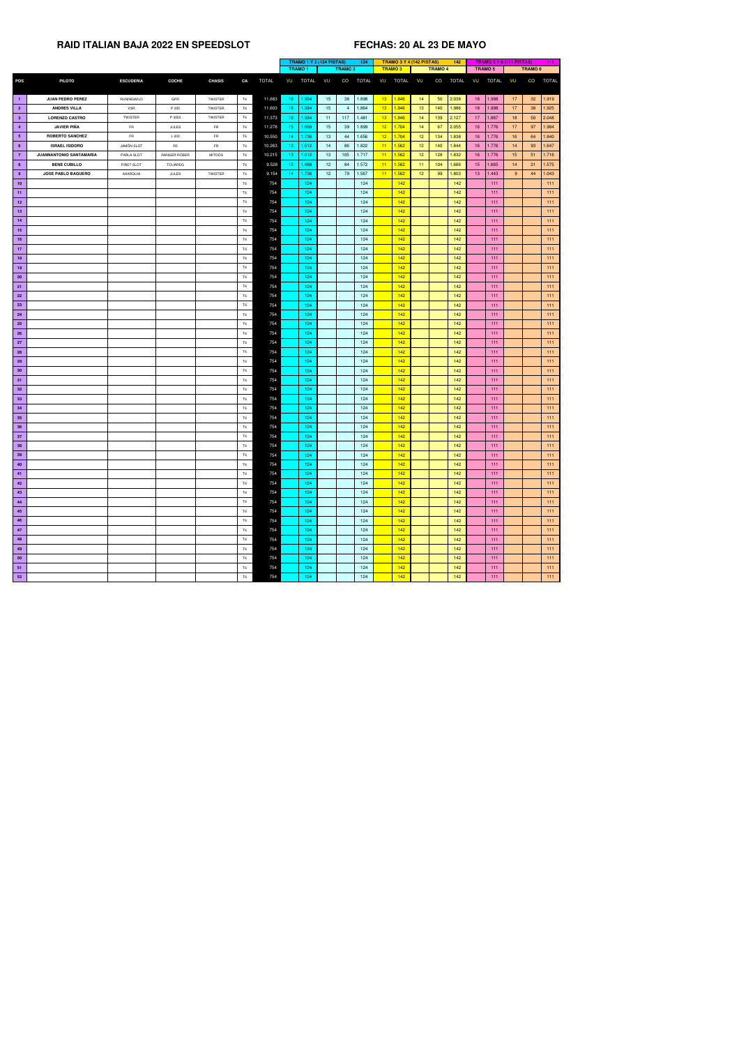# RAID ITALIAN BAJA 2022 EN SPEEDSLOT

**FECHAS: 20 AL 23 DE MAYO**

| | | | | | | | TRAMO 1 Y 2 (124 PISTAS) | | | | | 124 | TRAMO 3 Y 4 (142 PISTAS) | | | | | 142 | TRAMO 5 Y 6 (111 PISTAS) | | | | | 111 |
|---|---|---|---|---|---|---|---|---|---|---|---|---|---|---|---|---|---|---|---|---|---|---|---|---|
| | | | | | | | TRAMO 1 | | TRAMO 2 | | | | TRAMO 3 | | TRAMO 4 | | | | TRAMO 5 | | TRAMO 6 | | | |
| POS | PILOTO | ESCUDERIA | COCHE | CHASIS | CA | TOTAL | VU | TOTAL | VU | CO | TOTAL | | VU | TOTAL | VU | CO | TOTAL | | VU | TOTAL | VU | CO | TOTAL | |
| 1 | JUAN PEDRO PEREZ | RUNINGWILD | GPR | TWISTER | T6 | 11.683 | 16 | 1.984 | 15 | 38 | 1.898 | | 13 | 1.846 | 14 | 50 | 2.038 | | 18 | 1.998 | 17 | 32 | 1.919 | |
| 2 | ANDRES VILLA | VSR | P 205 | TWISTER | T6 | 11.603 | 16 | 1.984 | 15 | 4 | 1.864 | | 13 | 1.846 | 13 | 140 | 1.986 | | 18 | 1.998 | 17 | 38 | 1.925 | |
| 3 | LORENZO CASTRO | TWISTER | P 2003 | TWISTER | T6 | 11.373 | 16 | 1.984 | 11 | 117 | 1.481 | | 13 | 1.846 | 14 | 139 | 2.127 | | 17 | 1.887 | 18 | 50 | 2.048 | |
| 4 | JAVIER PIÑA | FR | JULES | FR | T6 | 11.278 | 15 | 1.860 | 15 | 39 | 1.899 | | 12 | 1.704 | 14 | 67 | 2.055 | | 16 | 1.776 | 17 | 97 | 1.984 | |
| 5 | ROBERTO SANCHEZ | FR | L 200 | FR | T6 | 10.550 | 14 | 1.736 | 13 | 44 | 1.656 | | 12 | 1.704 | 12 | 134 | 1.838 | | 16 | 1.776 | 16 | 64 | 1.840 | |
| 6 | ISRAEL ISIDORO | JAMÓN SLOT | RS | FR | T6 | 10.263 | 13 | 1.612 | 14 | 86 | 1.822 | | 11 | 1.562 | 12 | 140 | 1.844 | | 16 | 1.776 | 14 | 93 | 1.647 | |
| 7 | JUANNANTONIO SANTAMARIA | PARLA SLOT | RANGER ROBER | MITOOS | T6 | 10.215 | 13 | 1.612 | 13 | 105 | 1.717 | | 11 | 1.562 | 12 | 128 | 1.832 | | 16 | 1.776 | 15 | 51 | 1.716 | |
| 8 | BENE CUBILLO | PIRET SLOT | TOUAREG | | T6 | 9.528 | 12 | 1.488 | 12 | 84 | 1.572 | | 11 | 1.562 | 11 | 104 | 1.666 | | 15 | 1.665 | 14 | 21 | 1.575 | |
| 9 | JOSE PABLO BAQUERO | AXARQUIA | JULES | TWISTER | T6 | 9.154 | 14 | 1.736 | 12 | 79 | 1.567 | | 11 | 1.562 | 12 | 99 | 1.803 | | 13 | 1.443 | 9 | 44 | 1.043 | |
| 10 | | | | | T6 | 754 | | 124 | | | 124 | | | 142 | | | 142 | | | 111 | | | 111 | |
| 11 | | | | | T6 | 754 | | 124 | | | 124 | | | 142 | | | 142 | | | 111 | | | 111 | |
| 12 | | | | | T6 | 754 | | 124 | | | 124 | | | 142 | | | 142 | | | 111 | | | 111 | |
| 13 | | | | | T6 | 754 | | 124 | | | 124 | | | 142 | | | 142 | | | 111 | | | 111 | |
| 14 | | | | | T6 | 754 | | 124 | | | 124 | | | 142 | | | 142 | | | 111 | | | 111 | |
| 15 | | | | | T6 | 754 | | 124 | | | 124 | | | 142 | | | 142 | | | 111 | | | 111 | |
| 16 | | | | | T6 | 754 | | 124 | | | 124 | | | 142 | | | 142 | | | 111 | | | 111 | |
| 17 | | | | | T6 | 754 | | 124 | | | 124 | | | 142 | | | 142 | | | 111 | | | 111 | |
| 18 | | | | | T6 | 754 | | 124 | | | 124 | | | 142 | | | 142 | | | 111 | | | 111 | |
| 19 | | | | | T6 | 754 | | 124 | | | 124 | | | 142 | | | 142 | | | 111 | | | 111 | |
| 20 | | | | | T6 | 754 | | 124 | | | 124 | | | 142 | | | 142 | | | 111 | | | 111 | |
| 21 | | | | | T6 | 754 | | 124 | | | 124 | | | 142 | | | 142 | | | 111 | | | 111 | |
| 22 | | | | | T6 | 754 | | 124 | | | 124 | | | 142 | | | 142 | | | 111 | | | 111 | |
| 23 | | | | | T6 | 754 | | 124 | | | 124 | | | 142 | | | 142 | | | 111 | | | 111 | |
| 24 | | | | | T6 | 754 | | 124 | | | 124 | | | 142 | | | 142 | | | 111 | | | 111 | |
| 25 | | | | | T6 | 754 | | 124 | | | 124 | | | 142 | | | 142 | | | 111 | | | 111 | |
| 26 | | | | | T6 | 754 | | 124 | | | 124 | | | 142 | | | 142 | | | 111 | | | 111 | |
| 27 | | | | | T6 | 754 | | 124 | | | 124 | | | 142 | | | 142 | | | 111 | | | 111 | |
| 28 | | | | | T6 | 754 | | 124 | | | 124 | | | 142 | | | 142 | | | 111 | | | 111 | |
| 29 | | | | | T6 | 754 | | 124 | | | 124 | | | 142 | | | 142 | | | 111 | | | 111 | |
| 30 | | | | | T6 | 754 | | 124 | | | 124 | | | 142 | | | 142 | | | 111 | | | 111 | |
| 31 | | | | | T6 | 754 | | 124 | | | 124 | | | 142 | | | 142 | | | 111 | | | 111 | |
| 32 | | | | | T6 | 754 | | 124 | | | 124 | | | 142 | | | 142 | | | 111 | | | 111 | |
| 33 | | | | | T6 | 754 | | 124 | | | 124 | | | 142 | | | 142 | | | 111 | | | 111 | |
| 34 | | | | | T6 | 754 | | 124 | | | 124 | | | 142 | | | 142 | | | 111 | | | 111 | |
| 35 | | | | | T6 | 754 | | 124 | | | 124 | | | 142 | | | 142 | | | 111 | | | 111 | |
| 36 | | | | | T6 | 754 | | 124 | | | 124 | | | 142 | | | 142 | | | 111 | | | 111 | |
| 37 | | | | | T6 | 754 | | 124 | | | 124 | | | 142 | | | 142 | | | 111 | | | 111 | |
| 38 | | | | | T6 | 754 | | 124 | | | 124 | | | 142 | | | 142 | | | 111 | | | 111 | |
| 39 | | | | | T6 | 754 | | 124 | | | 124 | | | 142 | | | 142 | | | 111 | | | 111 | |
| 40 | | | | | T6 | 754 | | 124 | | | 124 | | | 142 | | | 142 | | | 111 | | | 111 | |
| 41 | | | | | T6 | 754 | | 124 | | | 124 | | | 142 | | | 142 | | | 111 | | | 111 | |
| 42 | | | | | T6 | 754 | | 124 | | | 124 | | | 142 | | | 142 | | | 111 | | | 111 | |
| 43 | | | | | T6 | 754 | | 124 | | | 124 | | | 142 | | | 142 | | | 111 | | | 111 | |
| 44 | | | | | T6 | 754 | | 124 | | | 124 | | | 142 | | | 142 | | | 111 | | | 111 | |
| 45 | | | | | T6 | 754 | | 124 | | | 124 | | | 142 | | | 142 | | | 111 | | | 111 | |
| 46 | | | | | T6 | 754 | | 124 | | | 124 | | | 142 | | | 142 | | | 111 | | | 111 | |
| 47 | | | | | T6 | 754 | | 124 | | | 124 | | | 142 | | | 142 | | | 111 | | | 111 | |
| 48 | | | | | T6 | 754 | | 124 | | | 124 | | | 142 | | | 142 | | | 111 | | | 111 | |
| 49 | | | | | T6 | 754 | | 124 | | | 124 | | | 142 | | | 142 | | | 111 | | | 111 | |
| 50 | | | | | T6 | 754 | | 124 | | | 124 | | | 142 | | | 142 | | | 111 | | | 111 | |
| 51 | | | | | T6 | 754 | | 124 | | | 124 | | | 142 | | | 142 | | | 111 | | | 111 | |
| 52 | | | | | T6 | 754 | | 124 | | | 124 | | | 142 | | | 142 | | | 111 | | | 111 | |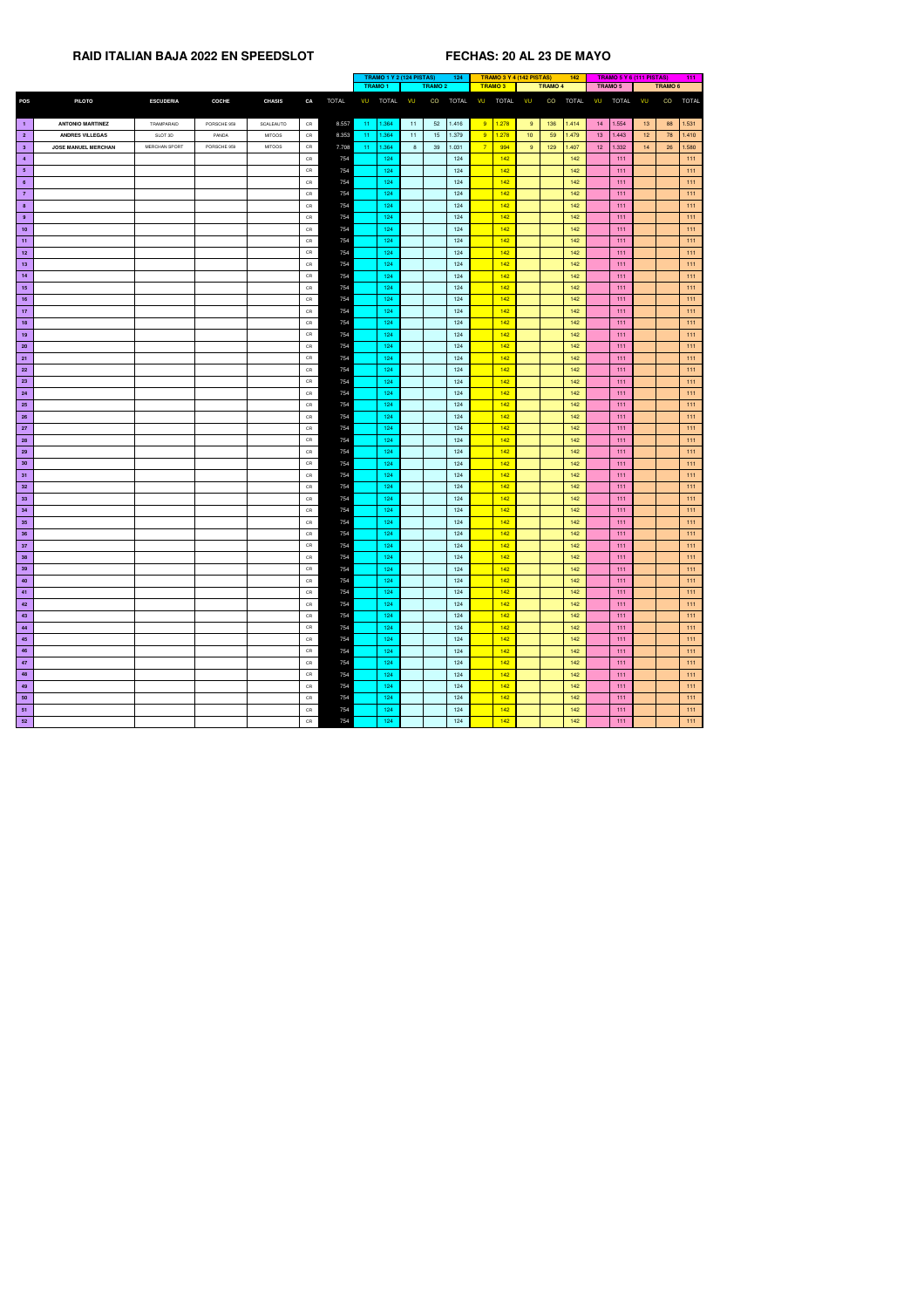# RAID ITALIAN BAJA 2022 EN SPEEDSLOT

# FECHAS: 20 AL 23 DE MAYO

| | | | | | | | TRAMO 1 Y 2 (124 PISTAS) | | | | 124 | TRAMO 3 Y 4 (142 PISTAS) | | | | 142 | TRAMO 5 Y 6 (111 PISTAS) | | | | 111 |
|---|---|---|---|---|---|---|---|---|---|---|---|---|---|---|---|---|---|---|---|---|---|
| | | | | | | | TRAMO 1 | | TRAMO 2 | | | TRAMO 3 | | TRAMO 4 | | | TRAMO 5 | | TRAMO 6 | | |
| POS | PILOTO | ESCUDERIA | COCHE | CHASIS | CA | TOTAL | VU | TOTAL | VU | CO | TOTAL | VU | TOTAL | VU | CO | TOTAL | VU | TOTAL | VU | CO | TOTAL |
| 1 | ANTONIO MARTINEZ | TRAMPARAID | PORSCHE 959 | SCALEAUTO | CR | 8.557 | 11 | 1.364 | 11 | 52 | 1.416 | 9 | 1.278 | 9 | 136 | 1.414 | 14 | 1.554 | 13 | 88 | 1.531 |
| 2 | ANDRES VILLEGAS | SLOT 3D | PANDA | MITOOS | CR | 8.353 | 11 | 1.364 | 11 | 15 | 1.379 | 9 | 1.278 | 10 | 59 | 1.479 | 13 | 1.443 | 12 | 78 | 1.410 |
| 3 | JOSE MANUEL MERCHAN | MERCHAN SPORT | PORSCHE 959 | MITOOS | CR | 7.708 | 11 | 1.364 | 8 | 39 | 1.031 | 7 | 994 | 9 | 129 | 1.407 | 12 | 1.332 | 14 | 26 | 1.580 |
| 4 | | | | | CR | 754 | | 124 | | | 124 | | 142 | | | 142 | | 111 | | | 111 |
| 5 | | | | | CR | 754 | | 124 | | | 124 | | 142 | | | 142 | | 111 | | | 111 |
| 6 | | | | | CR | 754 | | 124 | | | 124 | | 142 | | | 142 | | 111 | | | 111 |
| 7 | | | | | CR | 754 | | 124 | | | 124 | | 142 | | | 142 | | 111 | | | 111 |
| 8 | | | | | CR | 754 | | 124 | | | 124 | | 142 | | | 142 | | 111 | | | 111 |
| 9 | | | | | CR | 754 | | 124 | | | 124 | | 142 | | | 142 | | 111 | | | 111 |
| 10 | | | | | CR | 754 | | 124 | | | 124 | | 142 | | | 142 | | 111 | | | 111 |
| 11 | | | | | CR | 754 | | 124 | | | 124 | | 142 | | | 142 | | 111 | | | 111 |
| 12 | | | | | CR | 754 | | 124 | | | 124 | | 142 | | | 142 | | 111 | | | 111 |
| 13 | | | | | CR | 754 | | 124 | | | 124 | | 142 | | | 142 | | 111 | | | 111 |
| 14 | | | | | CR | 754 | | 124 | | | 124 | | 142 | | | 142 | | 111 | | | 111 |
| 15 | | | | | CR | 754 | | 124 | | | 124 | | 142 | | | 142 | | 111 | | | 111 |
| 16 | | | | | CR | 754 | | 124 | | | 124 | | 142 | | | 142 | | 111 | | | 111 |
| 17 | | | | | CR | 754 | | 124 | | | 124 | | 142 | | | 142 | | 111 | | | 111 |
| 18 | | | | | CR | 754 | | 124 | | | 124 | | 142 | | | 142 | | 111 | | | 111 |
| 19 | | | | | CR | 754 | | 124 | | | 124 | | 142 | | | 142 | | 111 | | | 111 |
| 20 | | | | | CR | 754 | | 124 | | | 124 | | 142 | | | 142 | | 111 | | | 111 |
| 21 | | | | | CR | 754 | | 124 | | | 124 | | 142 | | | 142 | | 111 | | | 111 |
| 22 | | | | | CR | 754 | | 124 | | | 124 | | 142 | | | 142 | | 111 | | | 111 |
| 23 | | | | | CR | 754 | | 124 | | | 124 | | 142 | | | 142 | | 111 | | | 111 |
| 24 | | | | | CR | 754 | | 124 | | | 124 | | 142 | | | 142 | | 111 | | | 111 |
| 25 | | | | | CR | 754 | | 124 | | | 124 | | 142 | | | 142 | | 111 | | | 111 |
| 26 | | | | | CR | 754 | | 124 | | | 124 | | 142 | | | 142 | | 111 | | | 111 |
| 27 | | | | | CR | 754 | | 124 | | | 124 | | 142 | | | 142 | | 111 | | | 111 |
| 28 | | | | | CR | 754 | | 124 | | | 124 | | 142 | | | 142 | | 111 | | | 111 |
| 29 | | | | | CR | 754 | | 124 | | | 124 | | 142 | | | 142 | | 111 | | | 111 |
| 30 | | | | | CR | 754 | | 124 | | | 124 | | 142 | | | 142 | | 111 | | | 111 |
| 31 | | | | | CR | 754 | | 124 | | | 124 | | 142 | | | 142 | | 111 | | | 111 |
| 32 | | | | | CR | 754 | | 124 | | | 124 | | 142 | | | 142 | | 111 | | | 111 |
| 33 | | | | | CR | 754 | | 124 | | | 124 | | 142 | | | 142 | | 111 | | | 111 |
| 34 | | | | | CR | 754 | | 124 | | | 124 | | 142 | | | 142 | | 111 | | | 111 |
| 35 | | | | | CR | 754 | | 124 | | | 124 | | 142 | | | 142 | | 111 | | | 111 |
| 36 | | | | | CR | 754 | | 124 | | | 124 | | 142 | | | 142 | | 111 | | | 111 |
| 37 | | | | | CR | 754 | | 124 | | | 124 | | 142 | | | 142 | | 111 | | | 111 |
| 38 | | | | | CR | 754 | | 124 | | | 124 | | 142 | | | 142 | | 111 | | | 111 |
| 39 | | | | | CR | 754 | | 124 | | | 124 | | 142 | | | 142 | | 111 | | | 111 |
| 40 | | | | | CR | 754 | | 124 | | | 124 | | 142 | | | 142 | | 111 | | | 111 |
| 41 | | | | | CR | 754 | | 124 | | | 124 | | 142 | | | 142 | | 111 | | | 111 |
| 42 | | | | | CR | 754 | | 124 | | | 124 | | 142 | | | 142 | | 111 | | | 111 |
| 43 | | | | | CR | 754 | | 124 | | | 124 | | 142 | | | 142 | | 111 | | | 111 |
| 44 | | | | | CR | 754 | | 124 | | | 124 | | 142 | | | 142 | | 111 | | | 111 |
| 45 | | | | | CR | 754 | | 124 | | | 124 | | 142 | | | 142 | | 111 | | | 111 |
| 46 | | | | | CR | 754 | | 124 | | | 124 | | 142 | | | 142 | | 111 | | | 111 |
| 47 | | | | | CR | 754 | | 124 | | | 124 | | 142 | | | 142 | | 111 | | | 111 |
| 48 | | | | | CR | 754 | | 124 | | | 124 | | 142 | | | 142 | | 111 | | | 111 |
| 49 | | | | | CR | 754 | | 124 | | | 124 | | 142 | | | 142 | | 111 | | | 111 |
| 50 | | | | | CR | 754 | | 124 | | | 124 | | 142 | | | 142 | | 111 | | | 111 |
| 51 | | | | | CR | 754 | | 124 | | | 124 | | 142 | | | 142 | | 111 | | | 111 |
| 52 | | | | | CR | 754 | | 124 | | | 124 | | 142 | | | 142 | | 111 | | | 111 |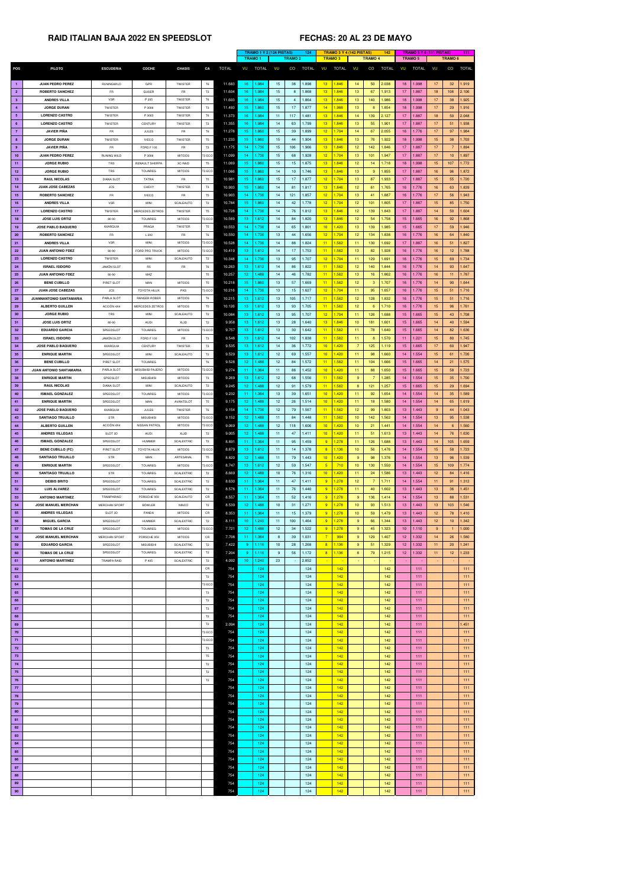# RAID ITALIAN BAJA 2022 EN SPEEDSLOT

## FECHAS: 20 AL 23 DE MAYO

| POS | PILOTO | ESCUDERIA | COCHE | CHASIS | CA | TOTAL | TRAMO 1 Y 2 (124 PISTAS) | | | | 124 | TRAMO 3 Y 4 (142 PISTAS) | | | | 142 | TRAMO 5 Y 6 (111 PISTAS) | | | | 111 |
|---|---|---|---|---|---|---|---|---|---|---|---|---|---|---|---|---|---|---|---|---|---|
| | | | | | | | TRAMO 1 | | TRAMO 2 | | | TRAMO 3 | | TRAMO 4 | | | TRAMO 5 | | TRAMO 6 | | |
| | | | | | | | VU | TOTAL | VU | CO | TOTAL | VU | TOTAL | VU | CO | TOTAL | VU | TOTAL | VU | CO | TOTAL |
| 1 | JUAN PEDRO PEREZ | RUNINGWILD | GPR | TWISTER | T6 | 11.683 | 16 | 1.984 | 15 | 38 | 1.898 | 13 | 1.846 | 14 | 50 | 2.038 | 18 | 1.998 | 17 | 32 | 1.919 |
| 2 | ROBERTO SANCHEZ | FR | GUSER | FR | T3 | 11.604 | 16 | 1.984 | 15 | 8 | 1.868 | 13 | 1.846 | 13 | 67 | 1.913 | 17 | 1.887 | 18 | 108 | 2.106 |
| 3 | ANDRES VILLA | VSR | P 205 | TWISTER | T6 | 11.603 | 16 | 1.984 | 15 | 4 | 1.864 | 13 | 1.846 | 13 | 140 | 1.986 | 18 | 1.998 | 17 | 38 | 1.925 |
| 4 | JORGE DURAN | TWISTER | P 3008 | TWISTER | T3 | 11.493 | 15 | 1.860 | 15 | 17 | 1.877 | 14 | 1.988 | 13 | 8 | 1.854 | 18 | 1.998 | 17 | 29 | 1.916 |
| 5 | LORENZO CASTRO | TWISTER | P 3003 | TWISTER | T6 | 11.373 | 16 | 1.984 | 11 | 117 | 1.481 | 13 | 1.846 | 14 | 139 | 2.127 | 17 | 1.887 | 18 | 50 | 2.048 |
| 6 | LORENZO CASTRO | TWISTER | CENTURY | TWISTER | T3 | 11.355 | 16 | 1.984 | 14 | 63 | 1.799 | 13 | 1.846 | 13 | 55 | 1.901 | 17 | 1.887 | 17 | 51 | 1.938 |
| 7 | JAVIER PIÑA | FR | JULES | FR | T6 | 11.278 | 15 | 1.860 | 15 | 39 | 1.899 | 12 | 1.704 | 14 | 67 | 2.055 | 16 | 1.776 | 17 | 97 | 1.984 |
| 8 | JORGE DURAN | TWISTER | IVECO | TWISTER | T5 | 11.233 | 15 | 1.860 | 15 | 44 | 1.904 | 13 | 1.846 | 13 | 76 | 1.922 | 18 | 1.998 | 15 | 38 | 1.703 |
| 9 | JAVIER PIÑA | FR | FORD F100 | FR | T3 | 11.175 | 14 | 1.736 | 15 | 106 | 1.966 | 13 | 1.846 | 12 | 142 | 1.846 | 17 | 1.887 | 17 | 7 | 1.894 |
| 10 | JUAN PEDRO PEREZ | RUNING WILD | P 3008 | MITOOS | T3 ECO | 11.099 | 14 | 1.736 | 15 | 68 | 1.928 | 12 | 1.704 | 13 | 101 | 1.947 | 17 | 1.887 | 17 | 10 | 1.897 |
| 11 | JORGE RUBIO | TRS | RENAULT SHERPA | XC RAID | T5 | 11.069 | 15 | 1.860 | 15 | 15 | 1.875 | 13 | 1.846 | 12 | 14 | 1.718 | 18 | 1.998 | 15 | 107 | 1.772 |
| 12 | JORGE RUBIO | TRS | TOUAREG | MITOOS | T3 ECO | 11.066 | 15 | 1.860 | 14 | 10 | 1.746 | 13 | 1.846 | 13 | 9 | 1.855 | 17 | 1.887 | 16 | 96 | 1.872 |
| 13 | RAUL NICOLAS | DIANA SLOT | TATRA | FR | T5 | 10.981 | 15 | 1.860 | 15 | 17 | 1.877 | 12 | 1.704 | 13 | 87 | 1.933 | 17 | 1.887 | 15 | 55 | 1.720 |
| 14 | JUAN JOSE CABEZAS | JCS | CHEVY | TWISTER | T3 | 10.903 | 15 | 1.860 | 14 | 81 | 1.817 | 13 | 1.846 | 12 | 61 | 1.765 | 16 | 1.776 | 16 | 63 | 1.839 |
| 15 | ROBERTO SANCHEZ | FR | IVECO | FR | T5 | 10.903 | 14 | 1.736 | 14 | 121 | 1.857 | 12 | 1.704 | 13 | 41 | 1.887 | 16 | 1.776 | 17 | 56 | 1.943 |
| 16 | ANDRES VILLA | VSR | MINI | SCALEAUTO | T2 | 10.784 | 15 | 1.860 | 14 | 42 | 1.778 | 12 | 1.704 | 12 | 101 | 1.805 | 17 | 1.887 | 15 | 85 | 1.750 |
| 17 | LORENZO CASTRO | TWISTER | MERCEDES ZETROS | TWISTER | T5 | 10.728 | 14 | 1.736 | 14 | 76 | 1.812 | 13 | 1.846 | 12 | 139 | 1.843 | 17 | 1.887 | 14 | 50 | 1.604 |
| 18 | JOSE LUIS ORTIZ | 88-90 | TOUAREG | MITOOS | T3 ECO | 10.569 | 13 | 1.612 | 14 | 84 | 1.820 | 13 | 1.846 | 12 | 54 | 1.758 | 15 | 1.665 | 16 | 92 | 1.868 |
| 19 | JOSE PABLO BAQUERO | AXARQUIA | PRAGA | TWISTER | T6 | 10.553 | 14 | 1.736 | 14 | 65 | 1.801 | 10 | 1.420 | 13 | 139 | 1.985 | 15 | 1.665 | 17 | 59 | 1.946 |
| 20 | ROBERTO SANCHEZ | FR | L 200 | FR | T6 | 10.550 | 14 | 1.736 | 13 | 44 | 1.656 | 12 | 1.704 | 12 | 134 | 1.838 | 16 | 1.776 | 16 | 64 | 1.840 |
| 21 | ANDRES VILLA | VSR | MINI | MITOOS | T3 ECO | 10.528 | 14 | 1.736 | 14 | 88 | 1.824 | 11 | 1.562 | 11 | 130 | 1.692 | 17 | 1.887 | 16 | 51 | 1.827 |
| 22 | JUAN ANTONIO FDEZ | 88-90 | FORD PRO TRUCK | MITOOS | T3 ECO | 10.419 | 13 | 1.612 | 14 | 17 | 1.753 | 11 | 1.562 | 13 | 82 | 1.928 | 16 | 1.776 | 16 | 12 | 1.788 |
| 23 | LORENZO CASTRO | TWISTER | MINI | SCALEAUTO | T2 | 10.348 | 14 | 1.736 | 13 | 95 | 1.707 | 12 | 1.704 | 11 | 129 | 1.691 | 16 | 1.776 | 15 | 69 | 1.734 |
| 24 | ISRAEL ISIDORO | JAMÓN SLOT | R5 | FR | T6 | 10.263 | 13 | 1.612 | 14 | 86 | 1.822 | 11 | 1.562 | 12 | 140 | 1.844 | 16 | 1.776 | 14 | 93 | 1.647 |
| 25 | JUAN ANTONIO FDEZ | 88-90 | MAZ | | T5 | 10.257 | 12 | 1.488 | 14 | 46 | 1.782 | 11 | 1.562 | 13 | 16 | 1.862 | 16 | 1.776 | 16 | 11 | 1.787 |
| 26 | BENE CUBILLO | PIRET SLOT | MAN | MITOOS | T5 | 10.218 | 15 | 1.860 | 13 | 57 | 1.669 | 11 | 1.562 | 12 | 3 | 1.707 | 16 | 1.776 | 14 | 90 | 1.644 |
| 27 | JUAN JOSE CABEZAS | JCS | TOYOTA HILUX | PKS | T3 ECO | 10.216 | 14 | 1.736 | 13 | 15 | 1.627 | 12 | 1.704 | 11 | 95 | 1.657 | 16 | 1.776 | 15 | 51 | 1.716 |
| 28 | JUANNANTONIO SANTAMARIA | PARLA SLOT | RANGER ROBER | MITOOS | T6 | 10.215 | 13 | 1.612 | 13 | 105 | 1.717 | 11 | 1.562 | 12 | 128 | 1.832 | 16 | 1.776 | 15 | 51 | 1.716 |
| 29 | ALBERTO GUILLEN | ACCIÓN 4X4 | MERCEDES ZETROS | MITOOS | T5 | 10.126 | 13 | 1.612 | 13 | 93 | 1.705 | 11 | 1.562 | 12 | 6 | 1.710 | 16 | 1.776 | 15 | 96 | 1.761 |
| 30 | JORGE RUBIO | TRS | MINI | SCALEAUTO | T2 | 10.064 | 13 | 1.612 | 13 | 95 | 1.707 | 12 | 1.704 | 11 | 126 | 1.688 | 15 | 1.665 | 15 | 43 | 1.708 |
| 31 | JOSE LUIS ORTIZ | 88-90 | AUDI | XL3D | T2 | 9.958 | 13 | 1.612 | 13 | 28 | 1.640 | 13 | 1.846 | 10 | 181 | 1.601 | 15 | 1.665 | 14 | 40 | 1.594 |
| 32 | EDUARDO GARCIA | SPEEDSLOT | TOUAREG | MITOOS | T3 ECO | 9.757 | 13 | 1.612 | 13 | 30 | 1.642 | 11 | 1.562 | 11 | 78 | 1.640 | 15 | 1.665 | 14 | 82 | 1.636 |
| 33 | ISRAEL ISIDORO | JAMÓN SLOT | FORD F100 | FR | T3 | 9.548 | 13 | 1.612 | 14 | 102 | 1.838 | 11 | 1.562 | 11 | 8 | 1.570 | 11 | 1.221 | 15 | 80 | 1.745 |
| 34 | JOSE PABLO BAQUERO | AXARQUIA | CENTURY | TWISTER | T3 | 9.535 | 13 | 1.612 | 14 | 36 | 1.772 | 10 | 1.420 | 7 | 125 | 1.119 | 15 | 1.665 | 17 | 60 | 1.947 |
| 35 | ENRIQUE MARTIN | SPEEDSLOT | MINI | SCALEAUTO | T2 | 9.529 | 13 | 1.612 | 12 | 69 | 1.557 | 10 | 1.420 | 11 | 98 | 1.660 | 14 | 1.554 | 15 | 61 | 1.726 |
| 36 | BENE CUBILLO | PIRET SLOT | TOUAREG | | T6 | 9.528 | 12 | 1.488 | 12 | 84 | 1.572 | 11 | 1.562 | 11 | 104 | 1.666 | 15 | 1.665 | 14 | 21 | 1.575 |
| 37 | JUAN ANTONIO SANTAMARIA | PARLA SLOT | MISUBHISI PAJERO | MITOOS | T3 ECO | 9.274 | 11 | 1.364 | 11 | 88 | 1.452 | 10 | 1.420 | 11 | 88 | 1.650 | 15 | 1.665 | 15 | 58 | 1.723 |
| 38 | ENRIQUE MARTIN | SPEDSLOT | MISUBHISI | MITOOS | T3 | 9.269 | 13 | 1.612 | 12 | 68 | 1.556 | 11 | 1.562 | 9 | 7 | 1.285 | 14 | 1.554 | 15 | 35 | 1.700 |
| 39 | RAUL NICOLAS | DIANA SLOT | MINI | SCALEAUTO | T2 | 9.245 | 12 | 1.488 | 12 | 91 | 1.579 | 11 | 1.562 | 8 | 121 | 1.257 | 15 | 1.665 | 15 | 29 | 1.694 |
| 40 | ISMAEL GONZALEZ | SPEEDSLOT | TOUAREG | MITOOS | T3 ECO | 9.232 | 11 | 1.364 | 13 | 39 | 1.651 | 10 | 1.420 | 11 | 92 | 1.654 | 14 | 1.554 | 14 | 35 | 1.589 |
| 41 | ENRIQUE MARTIN | SPEEDSLOT | MAN | AVANTSLOT | T5 | 9.175 | 12 | 1.488 | 12 | 26 | 1.514 | 10 | 1.420 | 11 | 18 | 1.580 | 14 | 1.554 | 14 | 65 | 1.619 |
| 42 | JOSE PABLO BAQUERO | AXARQUIA | JULES | TWISTER | T6 | 9.154 | 14 | 1.736 | 12 | 79 | 1.567 | 11 | 1.562 | 12 | 99 | 1.803 | 13 | 1.443 | 9 | 44 | 1.043 |
| 43 | SANTIAGO TRUJILLO | STR | MISUBHISI | MITOOS | T3 ECO | 9.152 | 12 | 1.488 | 11 | 84 | 1.448 | 11 | 1.562 | 10 | 142 | 1.562 | 14 | 1.554 | 13 | 95 | 1.538 |
| 44 | ALBERTO GUILLEN | ACCIÓN 4X4 | NISSAN PATROL | MITOOS | T3 ECO | 9.069 | 12 | 1.488 | 12 | 118 | 1.606 | 10 | 1.420 | 10 | 21 | 1.441 | 14 | 1.554 | 14 | 6 | 1.560 |
| 45 | ANDRES VILLEGAS | SLOT 3D | AUDI | XL3D | T2 | 9.005 | 12 | 1.488 | 11 | 47 | 1.411 | 10 | 1.420 | 11 | 51 | 1.613 | 13 | 1.443 | 14 | 76 | 1.630 |
| 46 | ISMAEL GONZALEZ | SPEEDSLOT | HUMMER | SCALEXTRIC | T2 | 8.891 | 11 | 1.364 | 11 | 95 | 1.459 | 9 | 1.278 | 11 | 126 | 1.686 | 13 | 1.443 | 14 | 105 | 1.659 |
| 47 | BENE CUBILLO (FC) | PIRET SLOT | TOYOTA HILUX | MITOOS | T3 ECO | 8.879 | 13 | 1.612 | 11 | 14 | 1.378 | 8 | 1.136 | 10 | 56 | 1.476 | 14 | 1.554 | 15 | 58 | 1.723 |
| 48 | SANTIAGO TRUJILLO | STR | MAN | ARTESANAL | T5 | 8.820 | 12 | 1.488 | 11 | 79 | 1.443 | 10 | 1.420 | 9 | 98 | 1.376 | 14 | 1.554 | 13 | 96 | 1.539 |
| 49 | ENRIQUE MARTIN | SPEEDSLOT | TOUAREG | MITOOS | T3 ECO | 8.747 | 13 | 1.612 | 12 | 59 | 1.547 | 5 | 710 | 10 | 130 | 1.550 | 14 | 1.554 | 15 | 109 | 1.774 |
| 50 | SANTIAGO TRUJILLO | STR | TOUAREG | SCALEXTRIC | T2 | 8.669 | 12 | 1.488 | 10 | 76 | 1.316 | 10 | 1.420 | 11 | 24 | 1.586 | 13 | 1.443 | 12 | 84 | 1.416 |
| 51 | DEIBIS BRITO | SPEEDSLOT | TOUAREG | SCALEXTRIC | T2 | 8.630 | 11 | 1.364 | 11 | 47 | 1.411 | 9 | 1.278 | 12 | 7 | 1.711 | 14 | 1.554 | 11 | 91 | 1.312 |
| 52 | LUIS ALVAREZ | SPEEDSLOT | TOUAREG | SCALEXTRIC | T2 | 8.578 | 11 | 1.364 | 11 | 76 | 1.440 | 9 | 1.278 | 11 | 40 | 1.602 | 13 | 1.443 | 13 | 36 | 1.451 |
| 53 | ANTONIO MARTINEZ | TRAMPARAID | PORSCHE 959 | SCALEAUTO | CR | 8.557 | 11 | 1.364 | 11 | 52 | 1.416 | 9 | 1.278 | 9 | 136 | 1.414 | 14 | 1.554 | 13 | 88 | 1.531 |
| 54 | JOSE MANUEL MERCHAN | MERCHAN SPORT | BOWLER | NINCO | T2 | 8.539 | 12 | 1.488 | 10 | 31 | 1.271 | 9 | 1.278 | 10 | 93 | 1.513 | 13 | 1.443 | 13 | 103 | 1.546 |
| 55 | ANDRES VILLEGAS | SLOT 3D | PANDA | MITOOS | CR | 8.353 | 11 | 1.364 | 11 | 15 | 1.379 | 9 | 1.278 | 10 | 59 | 1.479 | 13 | 1.443 | 12 | 78 | 1.410 |
| 56 | MIGUEL GARCIA | SPEEDSLOT | HUMMER | SCALEXTRIC | T2 | 8.111 | 10 | 1.240 | 11 | 100 | 1.464 | 9 | 1.278 | 9 | 66 | 1.344 | 13 | 1.443 | 12 | 10 | 1.342 |
| 57 | TOMAS DE LA CRUZ | SPEEDSLOT | TOUAREG | MITOOS | T3 ECO | 7.721 | 12 | 1.488 | 12 | 34 | 1.522 | 9 | 1.278 | 9 | 45 | 1.323 | 10 | 1.110 | 9 | 1 | 1.000 |
| 58 | JOSE MANUEL MERCHAN | MERCHAN SPORT | PORSCHE 959 | MITOOS | CR | 7.708 | 11 | 1.364 | 8 | 39 | 1.031 | 7 | 994 | 9 | 129 | 1.407 | 12 | 1.332 | 14 | 26 | 1.580 |
| 59 | EDUARDO GARCIA | SPEEDSLOT | MISUBISHI | SCALEXTRIC | T2 | 7.422 | 9 | 1.116 | 10 | 28 | 1.268 | 8 | 1.136 | 9 | 51 | 1.329 | 12 | 1.332 | 11 | 20 | 1.241 |
| 60 | TOMAS DE LA CRUZ | SPEEDSLOT | TOUAREG | SCALEXTRIC | T2 | 7.204 | 9 | 1.116 | 9 | 56 | 1.172 | 8 | 1.136 | 8 | 79 | 1.215 | 12 | 1.332 | 11 | 12 | 1.233 |
| 61 | ANTONIO MARTINEZ | TRAMPA RAID | P 405 | SCALEXTRIC | T2 | 4.092 | 10 | 1.240 | 23 | - | 2.852 | - | - | - | - | - | - | - | - | - | - |
| 62 | | | | | CR | 754 | | 124 | | | 124 | | 142 | | | 142 | | 111 | | | 111 |
| 63 | | | | | T2 | 754 | | 124 | | | 124 | | 142 | | | 142 | | 111 | | | 111 |
| 64 | | | | | T3 ECO | 754 | | 124 | | | 124 | | 142 | | | 142 | | 111 | | | 111 |
| 65 | | | | | T3 | 754 | | 124 | | | 124 | | 142 | | | 142 | | 111 | | | 111 |
| 66 | | | | | T2 | 754 | | 124 | | | 124 | | 142 | | | 142 | | 111 | | | 111 |
| 67 | | | | | T3 | 754 | | 124 | | | 124 | | 142 | | | 142 | | 111 | | | 111 |
| 68 | | | | | T3 | 754 | | 124 | | | 124 | | 142 | | | 142 | | 111 | | | 111 |
| 69 | | | | | T2 | 2.094 | | 124 | | | 124 | | 142 | | | 142 | | 111 | | | 1.451 |
| 70 | | | | | T3 ECO | 754 | | 124 | | | 124 | | 142 | | | 142 | | 111 | | | 111 |
| 71 | | | | | T3 ECO | 754 | | 124 | | | 124 | | 142 | | | 142 | | 111 | | | 111 |
| 72 | | | | | T3 | 754 | | 124 | | | 124 | | 142 | | | 142 | | 111 | | | 111 |
| 73 | | | | | T5 | 754 | | 124 | | | 124 | | 142 | | | 142 | | 111 | | | 111 |
| 74 | | | | | T2 | 754 | | 124 | | | 124 | | 142 | | | 142 | | 111 | | | 111 |
| 75 | | | | | T2 | 754 | | 124 | | | 124 | | 142 | | | 142 | | 111 | | | 111 |
| 76 | | | | | T2 | 754 | | 124 | | | 124 | | 142 | | | 142 | | 111 | | | 111 |
| 77 | | | | | | 754 | | 124 | | | 124 | | 142 | | | 142 | | 111 | | | 111 |
| 78 | | | | | | 754 | | 124 | | | 124 | | 142 | | | 142 | | 111 | | | 111 |
| 79 | | | | | | 754 | | 124 | | | 124 | | 142 | | | 142 | | 111 | | | 111 |
| 80 | | | | | | 754 | | 124 | | | 124 | | 142 | | | 142 | | 111 | | | 111 |
| 81 | | | | | | 754 | | 124 | | | 124 | | 142 | | | 142 | | 111 | | | 111 |
| 82 | | | | | | 754 | | 124 | | | 124 | | 142 | | | 142 | | 111 | | | 111 |
| 83 | | | | | | 754 | | 124 | | | 124 | | 142 | | | 142 | | 111 | | | 111 |
| 84 | | | | | | 754 | | 124 | | | 124 | | 142 | | | 142 | | 111 | | | 111 |
| 85 | | | | | | 754 | | 124 | | | 124 | | 142 | | | 142 | | 111 | | | 111 |
| 86 | | | | | | 754 | | 124 | | | 124 | | 142 | | | 142 | | 111 | | | 111 |
| 87 | | | | | | 754 | | 124 | | | 124 | | 142 | | | 142 | | 111 | | | 111 |
| 88 | | | | | | 754 | | 124 | | | 124 | | 142 | | | 142 | | 111 | | | 111 |
| 89 | | | | | | 754 | | 124 | | | 124 | | 142 | | | 142 | | 111 | | | 111 |
| 90 | | | | | | 754 | | 124 | | | 124 | | 142 | | | 142 | | 111 | | | 111 |